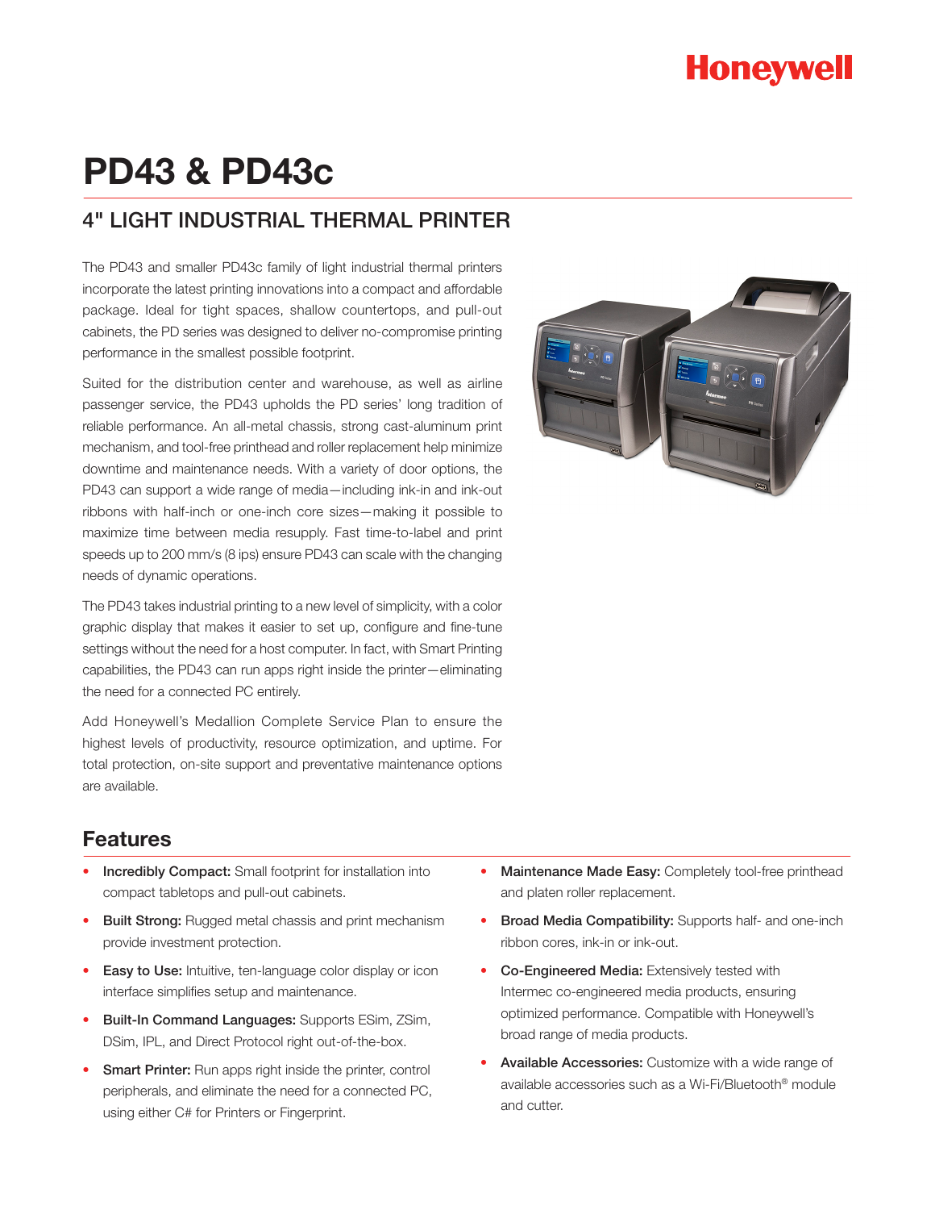Honeywell

# PD43 & PD43c

## 4" LIGHT INDUSTRIAL THERMAL PRINTER

The PD43 and smaller PD43c family of light industrial thermal printers incorporate the latest printing innovations into a compact and affordable package. Ideal for tight spaces, shallow countertops, and pull-out cabinets, the PD series was designed to deliver no-compromise printing performance in the smallest possible footprint.

Suited for the distribution center and warehouse, as well as airline passenger service, the PD43 upholds the PD series' long tradition of reliable performance. An all-metal chassis, strong cast-aluminum print mechanism, and tool-free printhead and roller replacement help minimize downtime and maintenance needs. With a variety of door options, the PD43 can support a wide range of media—including ink-in and ink-out ribbons with half-inch or one-inch core sizes—making it possible to maximize time between media resupply. Fast time-to-label and print speeds up to 200 mm/s (8 ips) ensure PD43 can scale with the changing needs of dynamic operations.

The PD43 takes industrial printing to a new level of simplicity, with a color graphic display that makes it easier to set up, configure and fine-tune settings without the need for a host computer. In fact, with Smart Printing capabilities, the PD43 can run apps right inside the printer—eliminating the need for a connected PC entirely.

Add Honeywell's Medallion Complete Service Plan to ensure the highest levels of productivity, resource optimization, and uptime. For total protection, on-site support and preventative maintenance options are available.

## Features

- **Incredibly Compact:** Small footprint for installation into compact tabletops and pull-out cabinets.
- **Built Strong:** Rugged metal chassis and print mechanism provide investment protection.
- **Easy to Use:** Intuitive, ten-language color display or icon interface simplifies setup and maintenance.
- **Built-In Command Languages:** Supports ESim, ZSim, DSim, IPL, and Direct Protocol right out-of-the-box.
- **Smart Printer:** Run apps right inside the printer, control peripherals, and eliminate the need for a connected PC, using either C# for Printers or Fingerprint.
- **Maintenance Made Easy:** Completely tool-free printhead and platen roller replacement.
- **Broad Media Compatibility:** Supports half- and one-inch ribbon cores, ink-in or ink-out.
- **Co-Engineered Media:** Extensively tested with Intermec co-engineered media products, ensuring optimized performance. Compatible with Honeywell's broad range of media products.
- **Available Accessories:** Customize with a wide range of available accessories such as a Wi-Fi/Bluetooth® module and cutter.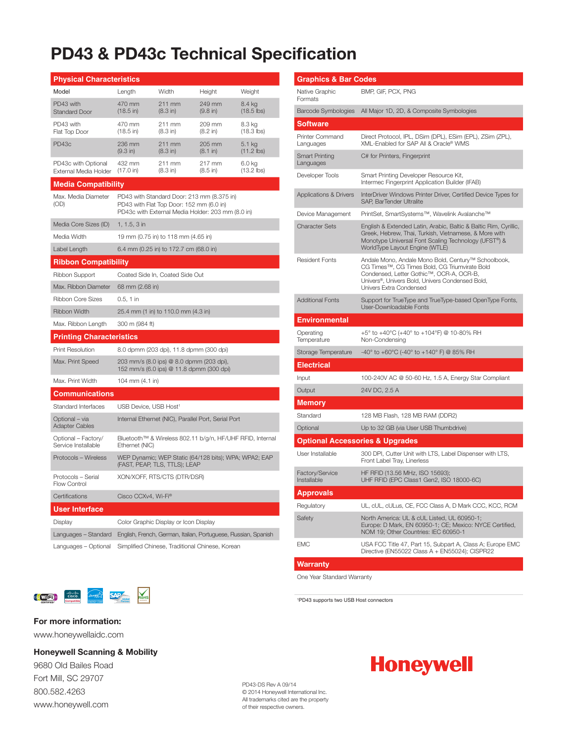# PD43 & PD43c Technical Specification

## Physical Characteristics

| Model | Length | Width | Height | Weight |
|---|---|---|---|---|
| PD43 with Standard Door | 470 mm (18.5 in) | 211 mm (8.3 in) | 249 mm (9.8 in) | 8.4 kg (18.5 lbs) |
| PD43 with Flat Top Door | 470 mm (18.5 in) | 211 mm (8.3 in) | 209 mm (8.2 in) | 8.3 kg (18.3 lbs) |
| PD43c | 236 mm (9.3 in) | 211 mm (8.3 in) | 205 mm (8.1 in) | 5.1 kg (11.2 lbs) |
| PD43c with Optional External Media Holder | 432 mm (17.0 in) | 211 mm (8.3 in) | 217 mm (8.5 in) | 6.0 kg (13.2 lbs) |

## Media Compatibility

| | |
|---|---|
| Max. Media Diameter (OD) | PD43 with Standard Door: 213 mm (8.375 in)<br>PD43 with Flat Top Door: 152 mm (6.0 in)<br>PD43c with External Media Holder: 203 mm (8.0 in) |
| Media Core Sizes (ID) | 1, 1.5, 3 in |
| Media Width | 19 mm (0.75 in) to 118 mm (4.65 in) |
| Label Length | 6.4 mm (0.25 in) to 172.7 cm (68.0 in) |

## Ribbon Compatibility

| | |
|---|---|
| Ribbon Support | Coated Side In, Coated Side Out |
| Max. Ribbon Diameter | 68 mm (2.68 in) |
| Ribbon Core Sizes | 0.5, 1 in |
| Ribbon Width | 25.4 mm (1 in) to 110.0 mm (4.3 in) |
| Max. Ribbon Length | 300 m (984 ft) |

## Printing Characteristics

| | |
|---|---|
| Print Resolution | 8.0 dpmm (203 dpi), 11.8 dpmm (300 dpi) |
| Max. Print Speed | 203 mm/s (8.0 ips) @ 8.0 dpmm (203 dpi),<br>152 mm/s (6.0 ips) @ 11.8 dpmm (300 dpi) |
| Max. Print Width | 104 mm (4.1 in) |

## Communications

| | |
|---|---|
| Standard Interfaces | USB Device, USB Host[1] |
| Optional – via Adapter Cables | Internal Ethernet (NIC), Parallel Port, Serial Port |
| Optional – Factory/ Service Installable | Bluetooth™ & Wireless 802.11 b/g/n, HF/UHF RFID, Internal Ethernet (NIC) |
| Protocols – Wireless | WEP Dynamic; WEP Static (64/128 bits); WPA; WPA2; EAP (FAST, PEAP, TLS, TTLS); LEAP |
| Protocols – Serial Flow Control | XON/XOFF, RTS/CTS (DTR/DSR) |
| Certifications | Cisco CCXv4, Wi-Fi® |

## User Interface

| | |
|---|---|
| Display | Color Graphic Display or Icon Display |
| Languages – Standard | English, French, German, Italian, Portuguese, Russian, Spanish |
| Languages – Optional | Simplified Chinese, Traditional Chinese, Korean |

## Graphics & Bar Codes

| | |
|---|---|
| Native Graphic Formats | BMP, GIF, PCX, PNG |
| Barcode Symbologies | All Major 1D, 2D, & Composite Symbologies |

## Software

| | |
|---|---|
| Printer Command Languages | Direct Protocol, IPL, DSim (DPL), ESim (EPL), ZSim (ZPL), XML-Enabled for SAP All & Oracle® WMS |
| Smart Printing Languages | C# for Printers, Fingerprint |
| Developer Tools | Smart Printing Developer Resource Kit, Intermec Fingerprint Application Builder (IFAB) |
| Applications & Drivers | InterDriver Windows Printer Driver, Certified Device Types for SAP, BarTender Ultralite |
| Device Management | PrintSet, SmartSystems™, Wavelink Avalanche™ |
| Character Sets | English & Extended Latin, Arabic, Baltic & Baltic Rim, Cyrillic, Greek, Hebrew, Thai, Turkish, Vietnamese, & More with Monotype Universal Font Scaling Technology (UFST®) & WorldType Layout Engine (WTLE) |
| Resident Fonts | Andale Mono, Andale Mono Bold, Century™ Schoolbook, CG Times™, CG Times Bold, CG Triumvirate Bold Condensed, Letter Gothic™, OCR-A, OCR-B, Univers®, Univers Bold, Univers Condensed Bold, Univers Extra Condensed |
| Additional Fonts | Support for TrueType and TrueType-based OpenType Fonts, User-Downloadable Fonts |

## Environmental

| | |
|---|---|
| Operating Temperature | +5° to +40°C (+40° to +104°F) @ 10-80% RH Non-Condensing |
| Storage Temperature | -40° to +60°C (-40° to +140° F) @ 85% RH |

## Electrical

| | |
|---|---|
| Input | 100-240V AC @ 50-60 Hz, 1.5 A, Energy Star Compliant |
| Output | 24V DC, 2.5 A |

## Memory

| | |
|---|---|
| Standard | 128 MB Flash, 128 MB RAM (DDR2) |
| Optional | Up to 32 GB (via User USB Thumbdrive) |

## Optional Accessories & Upgrades

| | |
|---|---|
| User Installable | 300 DPI, Cutter Unit with LTS, Label Dispenser with LTS, Front Label Tray, Linerless |
| Factory/Service Installable | HF RFID (13.56 MHz, ISO 15693);<br>UHF RFID (EPC Class1 Gen2, ISO 18000-6C) |

## Approvals

| | |
|---|---|
| Regulatory | UL, cUL, cULus, CE, FCC Class A, D Mark CCC, KCC, RCM |
| Safety | North America: UL & cUL Listed, UL 60950-1;<br>Europe: D Mark, EN 60950-1; CE; Mexico: NYCE Certified, NOM 19; Other Countries: IEC 60950-1 |
| EMC | USA FCC Title 47, Part 15, Subpart A, Class A; Europe EMC Directive (EN55022 Class A + EN55024); CISPR22 |

## Warranty

One Year Standard Warranty

[1]PD43 supports two USB Host connectors

**For more information:**

www.honeywellaidc.com

**Honeywell Scanning & Mobility**

9680 Old Bailes Road
Fort Mill, SC 29707
800.582.4263
www.honeywell.com

PD43-DS Rev A 09/14
© 2014 Honeywell International Inc.
All trademarks cited are the property of their respective owners.

Honeywell